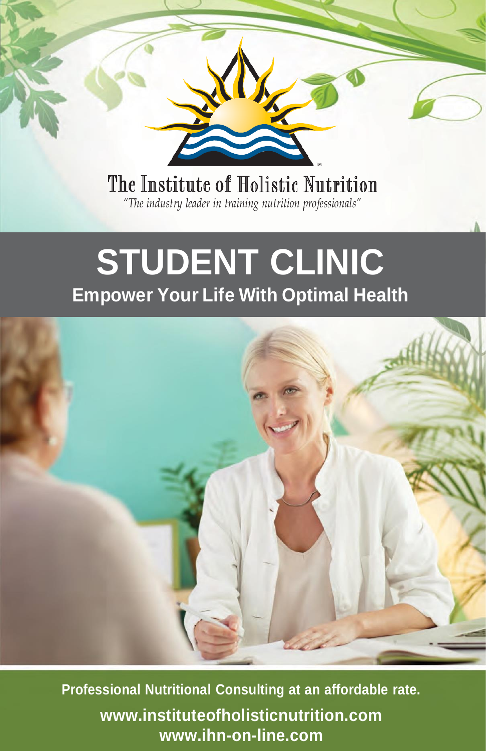The Institute of Holistic Nutrition

*"The industry leader in training nutrition professionals"*

# STUDENT CLINIC

## Empower Your Life With Optimal Health

**Professional Nutritional Consulting at an affordable rate.**

**www.instituteofholisticnutrition.com**

**www.ihn-on-line.com**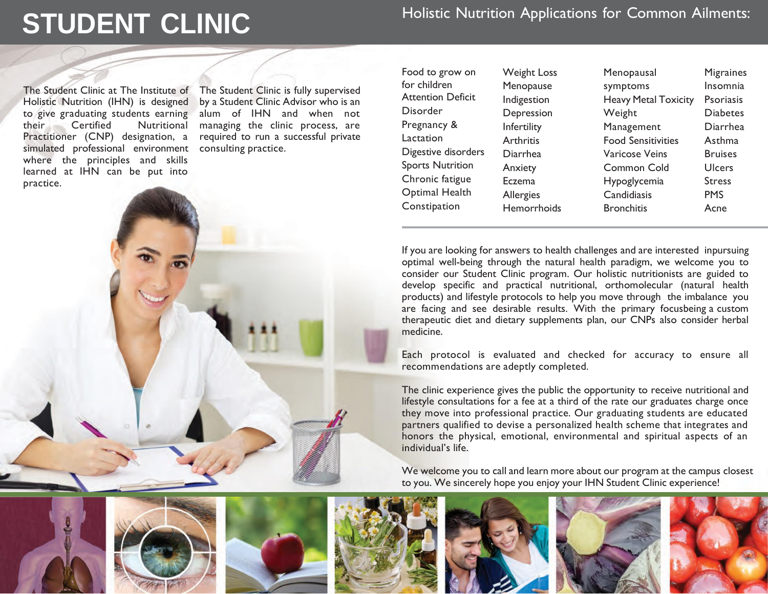# STUDENT CLINIC

The Student Clinic at The Institute of Holistic Nutrition (IHN) is designed to give graduating students earning their Certified Nutritional Practitioner (CNP) designation, a simulated professional environment where the principles and skills learned at IHN can be put into practice.

The Student Clinic is fully supervised by a Student Clinic Advisor who is an alum of IHN and when not managing the clinic process, are required to run a successful private consulting practice.

## Holistic Nutrition Applications for Common Ailments:

- Food to grow on for children
- Attention Deficit Disorder
- Pregnancy & Lactation
- Digestive disorders
- Sports Nutrition
- Chronic fatigue
- Optimal Health
- Constipation
- Weight Loss
- Menopause
- Indigestion
- Depression
- Infertility
- Arthritis
- Diarrhea
- Anxiety
- Eczema
- Allergies
- Hemorrhoids
- Menopausal symptoms
- Heavy Metal Toxicity
- Weight Management
- Food Sensitivities
- Varicose Veins
- Common Cold
- Hypoglycemia
- Candidiasis
- Bronchitis
- Migraines
- Insomnia
- Psoriasis
- Diabetes
- Diarrhea
- Asthma
- Bruises
- Ulcers
- Stress
- PMS
- Acne

If you are looking for answers to health challenges and are interested inpursuing optimal well-being through the natural health paradigm, we welcome you to consider our Student Clinic program. Our holistic nutritionists are guided to develop specific and practical nutritional, orthomolecular (natural health products) and lifestyle protocols to help you move through the imbalance you are facing and see desirable results. With the primary focusbeing a custom therapeutic diet and dietary supplements plan, our CNPs also consider herbal medicine.

Each protocol is evaluated and checked for accuracy to ensure all recommendations are adeptly completed.

The clinic experience gives the public the opportunity to receive nutritional and lifestyle consultations for a fee at a third of the rate our graduates charge once they move into professional practice. Our graduating students are educated partners qualified to devise a personalized health scheme that integrates and honors the physical, emotional, environmental and spiritual aspects of an individual's life.

We welcome you to call and learn more about our program at the campus closest to you. We sincerely hope you enjoy your IHN Student Clinic experience!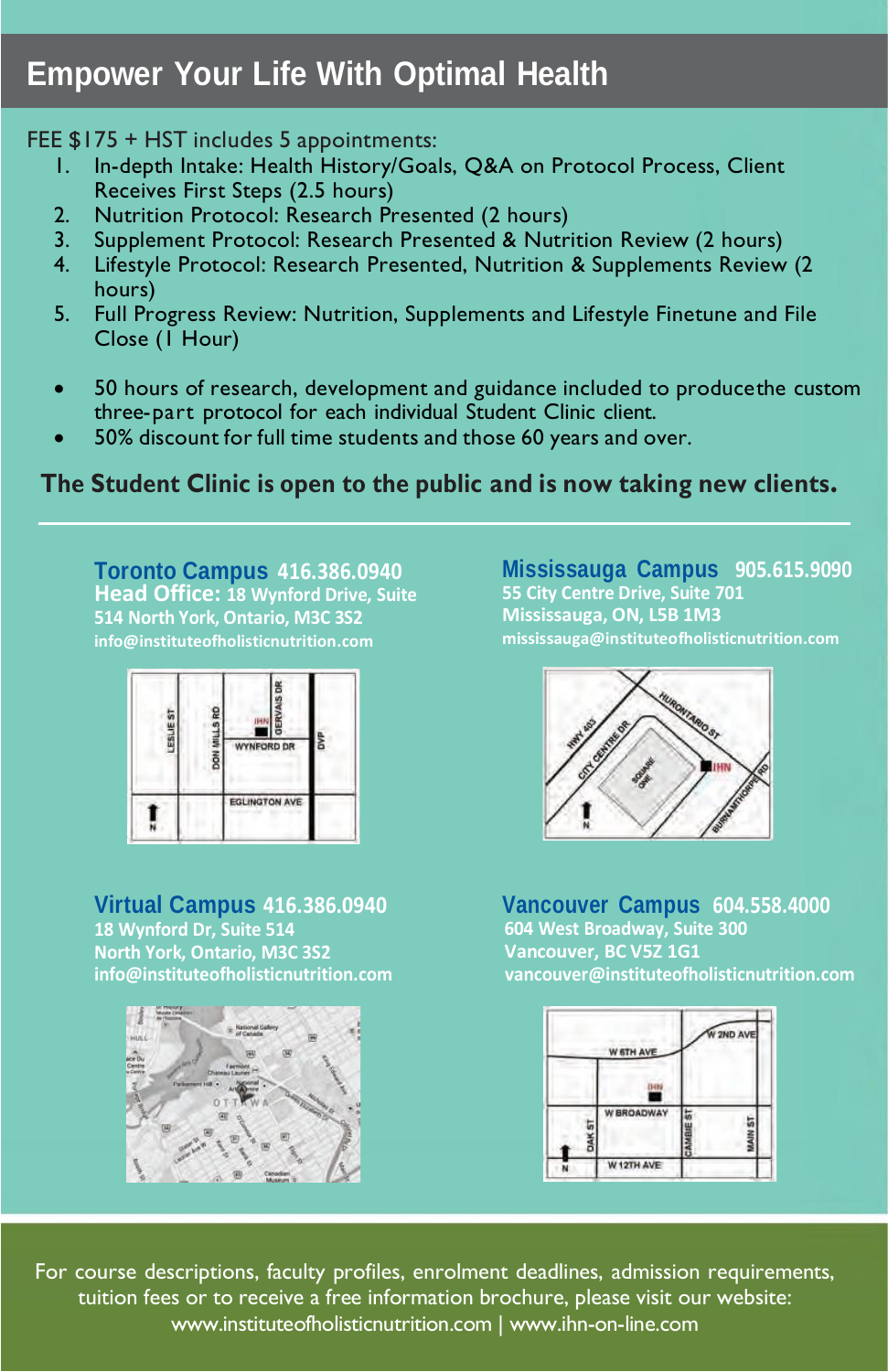# Empower Your Life With Optimal Health

FEE $175 + HST includes 5 appointments:

1. In-depth Intake: Health History/Goals, Q&A on Protocol Process, Client Receives First Steps (2.5 hours)
2. Nutrition Protocol: Research Presented (2 hours)
3. Supplement Protocol: Research Presented & Nutrition Review (2 hours)
4. Lifestyle Protocol: Research Presented, Nutrition & Supplements Review (2 hours)
5. Full Progress Review: Nutrition, Supplements and Lifestyle Finetune and File Close (1 Hour)

- 50 hours of research, development and guidance included to producethe custom three-part protocol for each individual Student Clinic client.
- 50% discount for full time students and those 60 years and over.

**The Student Clinic is open to the public and is now taking new clients.**

---

**Toronto Campus** 416.386.0940
**Head Office:** 18 Wynford Drive, Suite 514 North York, Ontario, M3C 3S2
info@instituteofholisticnutrition.com

LESLIE ST
DON MILLS RD
IHN
GERVAIS DR
WYNFORD DR
DVP
EGLINTON AVE
N

**Mississauga Campus** 905.615.9090
55 City Centre Drive, Suite 701
Mississauga, ON, L5B 1M3
mississauga@instituteofholisticnutrition.com

HWY 403
CITY CENTRE DR
HURONTARIO ST
SQUARE ONE
IHN
BURNHAMTHORPE RD
N

**Virtual Campus** 416.386.0940
18 Wynford Dr, Suite 514
North York, Ontario, M3C 3S2
info@instituteofholisticnutrition.com

OTTAWA

**Vancouver Campus** 604.558.4000
604 West Broadway, Suite 300
Vancouver, BC V5Z 1G1
vancouver@instituteofholisticnutrition.com

W 2ND AVE
W 6TH AVE
IHN
W BROADWAY
OAK ST
CAMBIE ST
MAIN ST
W 12TH AVE
N

For course descriptions, faculty profiles, enrolment deadlines, admission requirements, tuition fees or to receive a free information brochure, please visit our website:
www.instituteofholisticnutrition.com | www.ihn-on-line.com